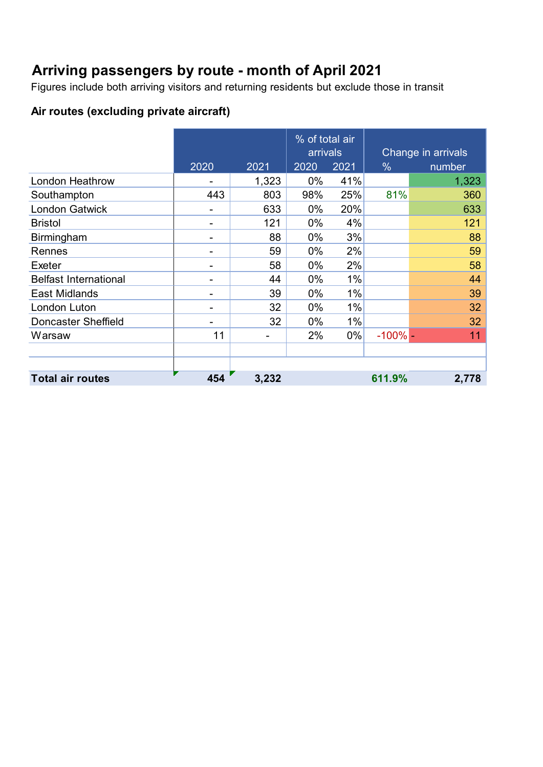# Arriving passengers by route - month of April 2021

Figures include both arriving visitors and returning residents but exclude those in transit

### Air routes (excluding private aircraft)

| | | | % of total air arrivals | | Change in arrivals | |
|---|---|---|---|---|---|---|
| | 2020 | 2021 | 2020 | 2021 | % | number |
| London Heathrow | - | 1,323 | 0% | 41% | | 1,323 |
| Southampton | 443 | 803 | 98% | 25% | 81% | 360 |
| London Gatwick | - | 633 | 0% | 20% | | 633 |
| Bristol | - | 121 | 0% | 4% | | 121 |
| Birmingham | - | 88 | 0% | 3% | | 88 |
| Rennes | - | 59 | 0% | 2% | | 59 |
| Exeter | - | 58 | 0% | 2% | | 58 |
| Belfast International | - | 44 | 0% | 1% | | 44 |
| East Midlands | - | 39 | 0% | 1% | | 39 |
| London Luton | - | 32 | 0% | 1% | | 32 |
| Doncaster Sheffield | - | 32 | 0% | 1% | | 32 |
| Warsaw | 11 | - | 2% | 0% | -100% | - 11 |
| **Total air routes** | **454** | **3,232** | | | **611.9%** | **2,778** |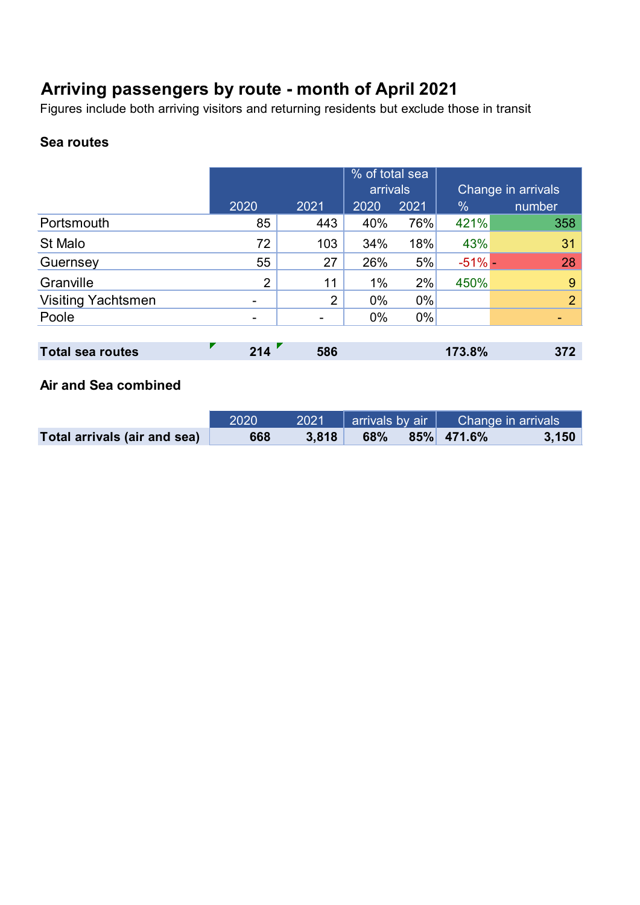# Arriving passengers by route - month of April 2021

Figures include both arriving visitors and returning residents but exclude those in transit

### Sea routes

| | 2020 | 2021 | % of total sea arrivals 2020 | % of total sea arrivals 2021 | Change in arrivals % | Change in arrivals number |
|---|---|---|---|---|---|---|
| Portsmouth | 85 | 443 | 40% | 76% | 421% | 358 |
| St Malo | 72 | 103 | 34% | 18% | 43% | 31 |
| Guernsey | 55 | 27 | 26% | 5% | -51% | - 28 |
| Granville | 2 | 11 | 1% | 2% | 450% | 9 |
| Visiting Yachtsmen | - | 2 | 0% | 0% | | 2 |
| Poole | - | - | 0% | 0% | | - |
| **Total sea routes** | **214** | **586** | | | **173.8%** | **372** |

### Air and Sea combined

| | 2020 | 2021 | arrivals by air 2020 | arrivals by air 2021 | Change in arrivals % | Change in arrivals number |
|---|---|---|---|---|---|---|
| **Total arrivals (air and sea)** | **668** | **3,818** | **68%** | **85%** | **471.6%** | **3,150** |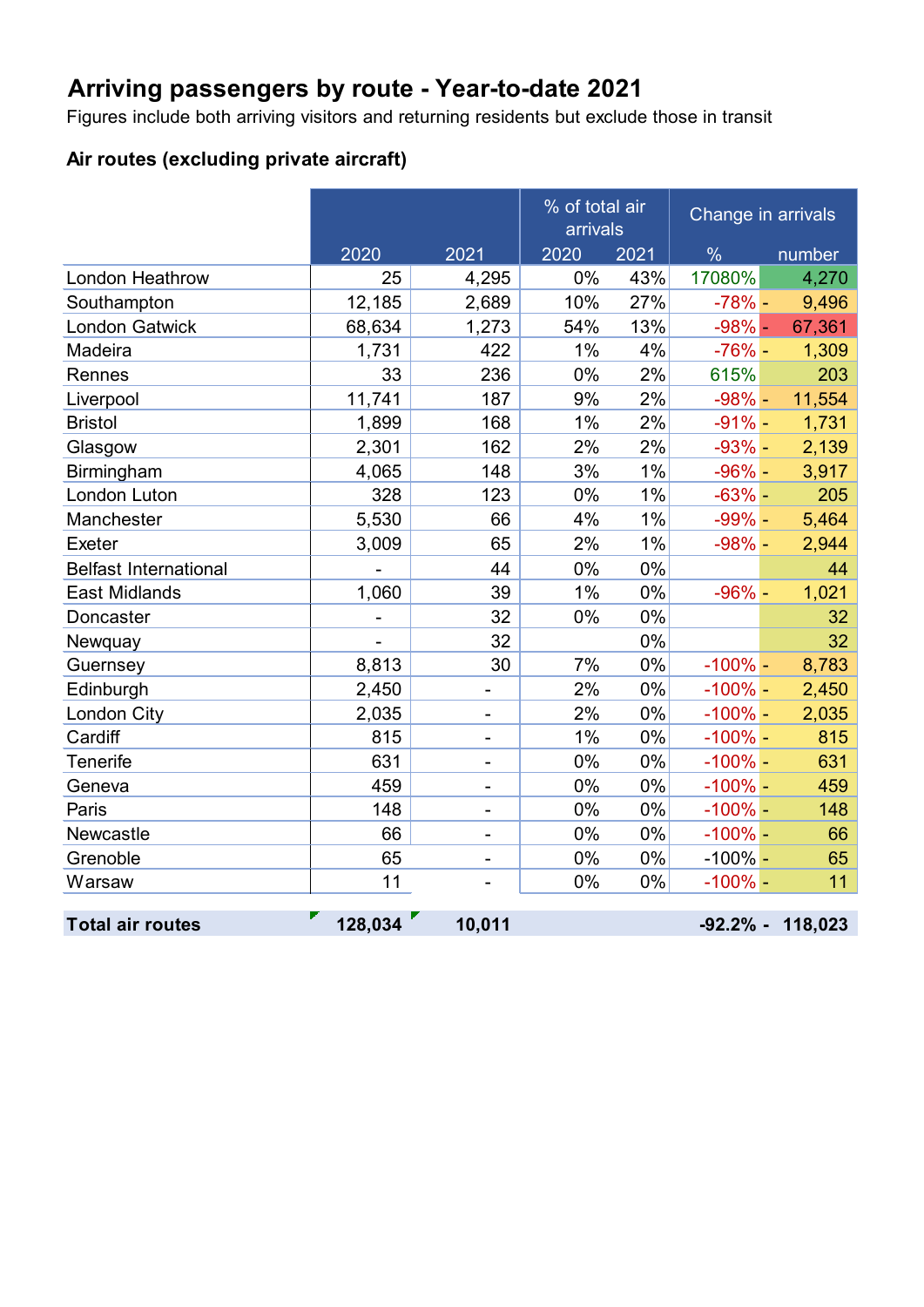# Arriving passengers by route - Year-to-date 2021

Figures include both arriving visitors and returning residents but exclude those in transit

### Air routes (excluding private aircraft)

| | | | % of total air arrivals | | Change in arrivals | |
|---|---|---|---|---|---|---|
| | 2020 | 2021 | 2020 | 2021 | % | number |
| London Heathrow | 25 | 4,295 | 0% | 43% | 17080% | 4,270 |
| Southampton | 12,185 | 2,689 | 10% | 27% | -78% | - 9,496 |
| London Gatwick | 68,634 | 1,273 | 54% | 13% | -98% | - 67,361 |
| Madeira | 1,731 | 422 | 1% | 4% | -76% | - 1,309 |
| Rennes | 33 | 236 | 0% | 2% | 615% | 203 |
| Liverpool | 11,741 | 187 | 9% | 2% | -98% | - 11,554 |
| Bristol | 1,899 | 168 | 1% | 2% | -91% | - 1,731 |
| Glasgow | 2,301 | 162 | 2% | 2% | -93% | - 2,139 |
| Birmingham | 4,065 | 148 | 3% | 1% | -96% | - 3,917 |
| London Luton | 328 | 123 | 0% | 1% | -63% | - 205 |
| Manchester | 5,530 | 66 | 4% | 1% | -99% | - 5,464 |
| Exeter | 3,009 | 65 | 2% | 1% | -98% | - 2,944 |
| Belfast International | - | 44 | 0% | 0% | | 44 |
| East Midlands | 1,060 | 39 | 1% | 0% | -96% | - 1,021 |
| Doncaster | - | 32 | 0% | 0% | | 32 |
| Newquay | - | 32 | | 0% | | 32 |
| Guernsey | 8,813 | 30 | 7% | 0% | -100% | - 8,783 |
| Edinburgh | 2,450 | - | 2% | 0% | -100% | - 2,450 |
| London City | 2,035 | - | 2% | 0% | -100% | - 2,035 |
| Cardiff | 815 | - | 1% | 0% | -100% | - 815 |
| Tenerife | 631 | - | 0% | 0% | -100% | - 631 |
| Geneva | 459 | - | 0% | 0% | -100% | - 459 |
| Paris | 148 | - | 0% | 0% | -100% | - 148 |
| Newcastle | 66 | - | 0% | 0% | -100% | - 66 |
| Grenoble | 65 | - | 0% | 0% | -100% | - 65 |
| Warsaw | 11 | - | 0% | 0% | -100% | - 11 |
| **Total air routes** | **128,034** | **10,011** | | | **-92.2%** | **- 118,023** |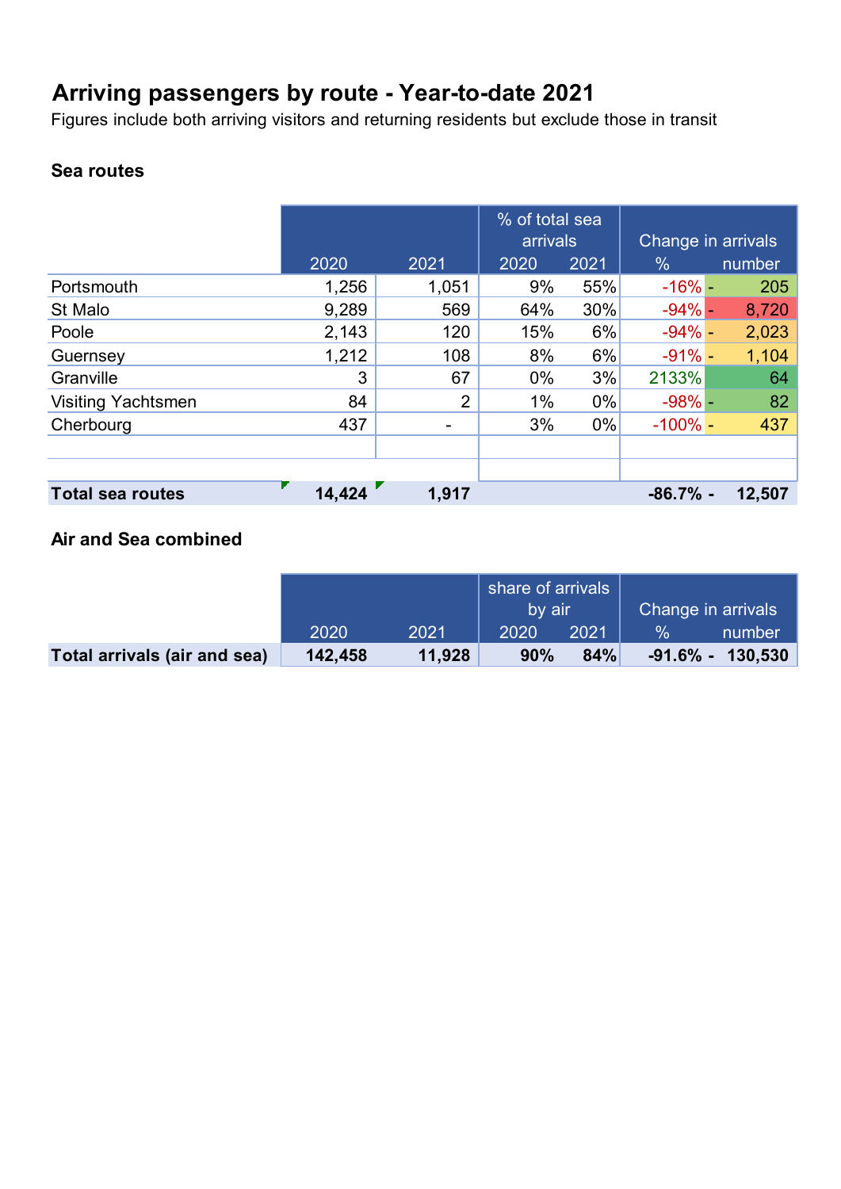# Arriving passengers by route - Year-to-date 2021

Figures include both arriving visitors and returning residents but exclude those in transit

## Sea routes

| | 2020 | 2021 | % of total sea arrivals 2020 | 2021 | Change in arrivals % | number |
|---|---|---|---|---|---|---|
| Portsmouth | 1,256 | 1,051 | 9% | 55% | -16% | - 205 |
| St Malo | 9,289 | 569 | 64% | 30% | -94% | - 8,720 |
| Poole | 2,143 | 120 | 15% | 6% | -94% | - 2,023 |
| Guernsey | 1,212 | 108 | 8% | 6% | -91% | - 1,104 |
| Granville | 3 | 67 | 0% | 3% | 2133% | 64 |
| Visiting Yachtsmen | 84 | 2 | 1% | 0% | -98% | - 82 |
| Cherbourg | 437 | - | 3% | 0% | -100% | - 437 |
| | | | | | | |
| | | | | | | |
| **Total sea routes** | **14,424** | **1,917** | | | **-86.7%** | **- 12,507** |

## Air and Sea combined

| | 2020 | 2021 | share of arrivals by air 2020 | 2021 | Change in arrivals % | number |
|---|---|---|---|---|---|---|
| **Total arrivals (air and sea)** | **142,458** | **11,928** | **90%** | **84%** | **-91.6%** | **- 130,530** |